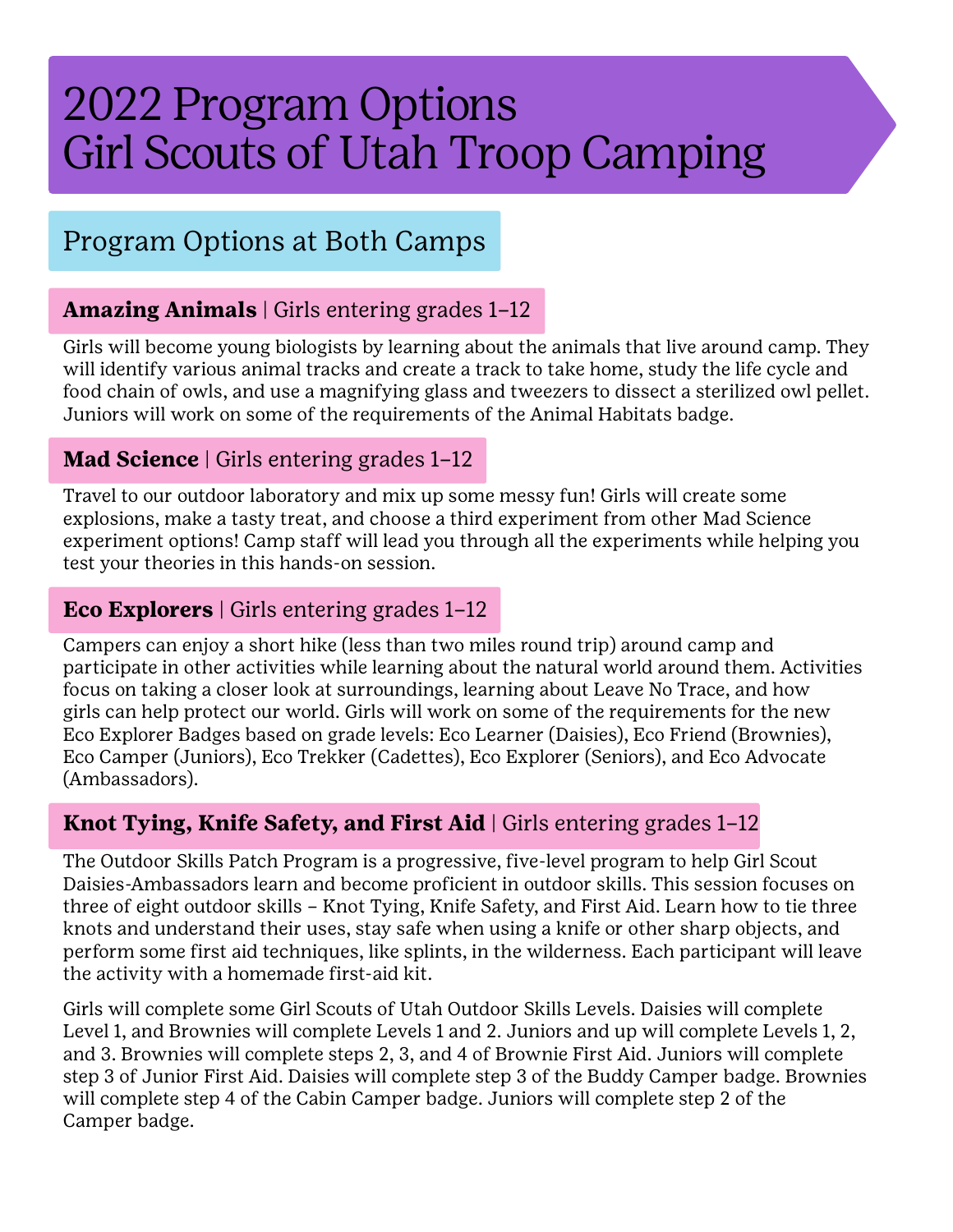# 2022 Program Options
# Girl Scouts of Utah Troop Camping

## Program Options at Both Camps

### **Amazing Animals** | Girls entering grades 1–12

Girls will become young biologists by learning about the animals that live around camp. They will identify various animal tracks and create a track to take home, study the life cycle and food chain of owls, and use a magnifying glass and tweezers to dissect a sterilized owl pellet. Juniors will work on some of the requirements of the Animal Habitats badge.

### **Mad Science** | Girls entering grades 1–12

Travel to our outdoor laboratory and mix up some messy fun! Girls will create some explosions, make a tasty treat, and choose a third experiment from other Mad Science experiment options! Camp staff will lead you through all the experiments while helping you test your theories in this hands-on session.

### **Eco Explorers** | Girls entering grades 1–12

Campers can enjoy a short hike (less than two miles round trip) around camp and participate in other activities while learning about the natural world around them. Activities focus on taking a closer look at surroundings, learning about Leave No Trace, and how girls can help protect our world. Girls will work on some of the requirements for the new Eco Explorer Badges based on grade levels: Eco Learner (Daisies), Eco Friend (Brownies), Eco Camper (Juniors), Eco Trekker (Cadettes), Eco Explorer (Seniors), and Eco Advocate (Ambassadors).

### **Knot Tying, Knife Safety, and First Aid** | Girls entering grades 1–12

The Outdoor Skills Patch Program is a progressive, five-level program to help Girl Scout Daisies-Ambassadors learn and become proficient in outdoor skills. This session focuses on three of eight outdoor skills – Knot Tying, Knife Safety, and First Aid. Learn how to tie three knots and understand their uses, stay safe when using a knife or other sharp objects, and perform some first aid techniques, like splints, in the wilderness. Each participant will leave the activity with a homemade first-aid kit.

Girls will complete some Girl Scouts of Utah Outdoor Skills Levels. Daisies will complete Level 1, and Brownies will complete Levels 1 and 2. Juniors and up will complete Levels 1, 2, and 3. Brownies will complete steps 2, 3, and 4 of Brownie First Aid. Juniors will complete step 3 of Junior First Aid. Daisies will complete step 3 of the Buddy Camper badge. Brownies will complete step 4 of the Cabin Camper badge. Juniors will complete step 2 of the Camper badge.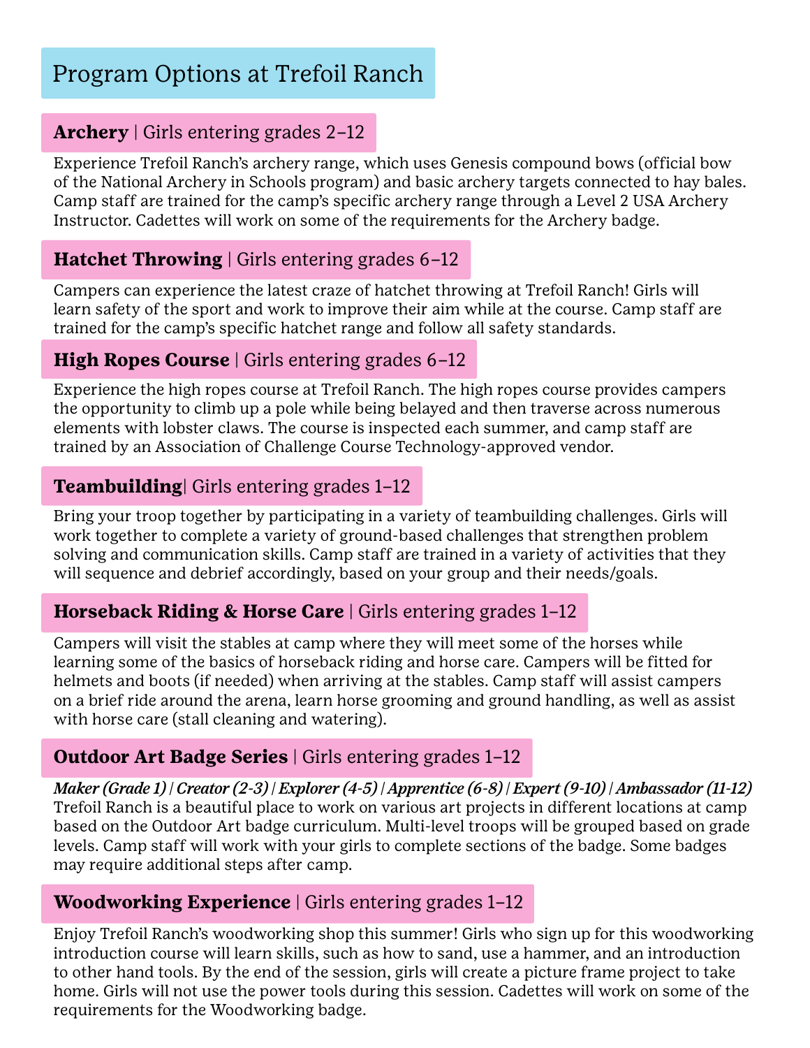# Program Options at Trefoil Ranch

## **Archery** | Girls entering grades 2–12

Experience Trefoil Ranch's archery range, which uses Genesis compound bows (official bow of the National Archery in Schools program) and basic archery targets connected to hay bales. Camp staff are trained for the camp's specific archery range through a Level 2 USA Archery Instructor. Cadettes will work on some of the requirements for the Archery badge.

## **Hatchet Throwing** | Girls entering grades 6–12

Campers can experience the latest craze of hatchet throwing at Trefoil Ranch! Girls will learn safety of the sport and work to improve their aim while at the course. Camp staff are trained for the camp's specific hatchet range and follow all safety standards.

## **High Ropes Course** | Girls entering grades 6–12

Experience the high ropes course at Trefoil Ranch. The high ropes course provides campers the opportunity to climb up a pole while being belayed and then traverse across numerous elements with lobster claws. The course is inspected each summer, and camp staff are trained by an Association of Challenge Course Technology-approved vendor.

## **Teambuilding**| Girls entering grades 1–12

Bring your troop together by participating in a variety of teambuilding challenges. Girls will work together to complete a variety of ground-based challenges that strengthen problem solving and communication skills. Camp staff are trained in a variety of activities that they will sequence and debrief accordingly, based on your group and their needs/goals.

## **Horseback Riding & Horse Care** | Girls entering grades 1–12

Campers will visit the stables at camp where they will meet some of the horses while learning some of the basics of horseback riding and horse care. Campers will be fitted for helmets and boots (if needed) when arriving at the stables. Camp staff will assist campers on a brief ride around the arena, learn horse grooming and ground handling, as well as assist with horse care (stall cleaning and watering).

## **Outdoor Art Badge Series** | Girls entering grades 1–12

***Maker (Grade 1) | Creator (2-3) | Explorer (4-5) | Apprentice (6-8) | Expert (9-10) | Ambassador (11-12)***

Trefoil Ranch is a beautiful place to work on various art projects in different locations at camp based on the Outdoor Art badge curriculum. Multi-level troops will be grouped based on grade levels. Camp staff will work with your girls to complete sections of the badge. Some badges may require additional steps after camp.

## **Woodworking Experience** | Girls entering grades 1–12

Enjoy Trefoil Ranch's woodworking shop this summer! Girls who sign up for this woodworking introduction course will learn skills, such as how to sand, use a hammer, and an introduction to other hand tools. By the end of the session, girls will create a picture frame project to take home. Girls will not use the power tools during this session. Cadettes will work on some of the requirements for the Woodworking badge.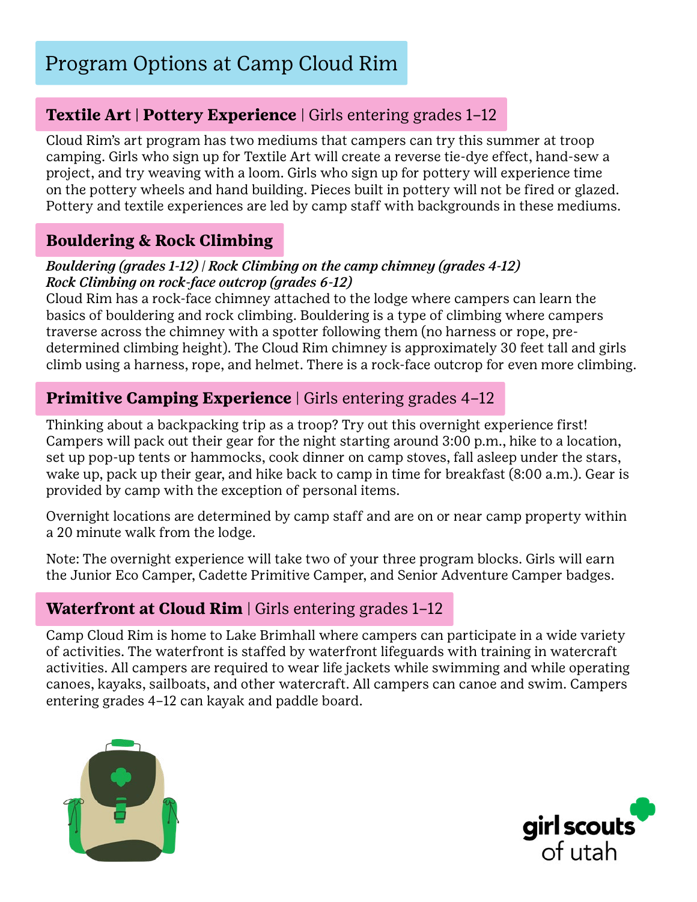# Program Options at Camp Cloud Rim

## **Textile Art | Pottery Experience** | Girls entering grades 1–12

Cloud Rim's art program has two mediums that campers can try this summer at troop camping. Girls who sign up for Textile Art will create a reverse tie-dye effect, hand-sew a project, and try weaving with a loom. Girls who sign up for pottery will experience time on the pottery wheels and hand building. Pieces built in pottery will not be fired or glazed. Pottery and textile experiences are led by camp staff with backgrounds in these mediums.

## **Bouldering & Rock Climbing**

***Bouldering (grades 1-12) | Rock Climbing on the camp chimney (grades 4-12)***
***Rock Climbing on rock-face outcrop (grades 6-12)***

Cloud Rim has a rock-face chimney attached to the lodge where campers can learn the basics of bouldering and rock climbing. Bouldering is a type of climbing where campers traverse across the chimney with a spotter following them (no harness or rope, pre-determined climbing height). The Cloud Rim chimney is approximately 30 feet tall and girls climb using a harness, rope, and helmet. There is a rock-face outcrop for even more climbing.

## **Primitive Camping Experience** | Girls entering grades 4–12

Thinking about a backpacking trip as a troop? Try out this overnight experience first! Campers will pack out their gear for the night starting around 3:00 p.m., hike to a location, set up pop-up tents or hammocks, cook dinner on camp stoves, fall asleep under the stars, wake up, pack up their gear, and hike back to camp in time for breakfast (8:00 a.m.). Gear is provided by camp with the exception of personal items.

Overnight locations are determined by camp staff and are on or near camp property within a 20 minute walk from the lodge.

Note: The overnight experience will take two of your three program blocks. Girls will earn the Junior Eco Camper, Cadette Primitive Camper, and Senior Adventure Camper badges.

## **Waterfront at Cloud Rim** | Girls entering grades 1–12

Camp Cloud Rim is home to Lake Brimhall where campers can participate in a wide variety of activities. The waterfront is staffed by waterfront lifeguards with training in watercraft activities. All campers are required to wear life jackets while swimming and while operating canoes, kayaks, sailboats, and other watercraft. All campers can canoe and swim. Campers entering grades 4–12 can kayak and paddle board.

girl scouts of utah